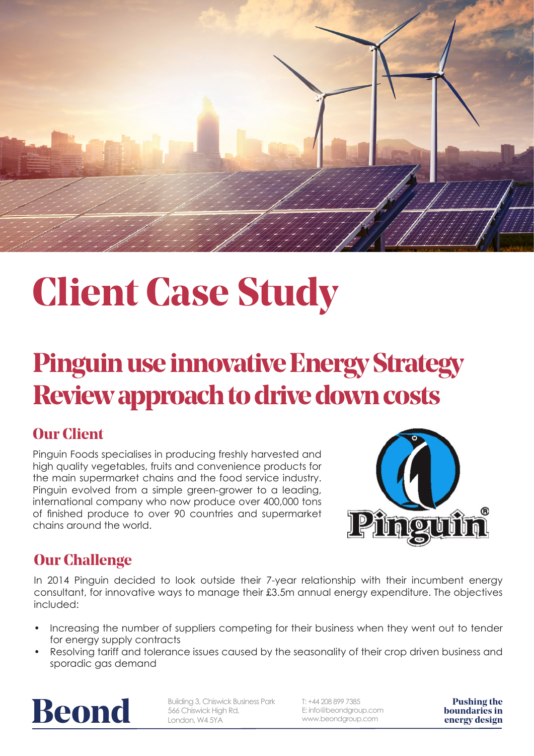# Client Case Study

## Pinguin use innovative Energy Strategy Review approach to drive down costs

### Our Client

Pinguin Foods specialises in producing freshly harvested and high quality vegetables, fruits and convenience products for the main supermarket chains and the food service industry. Pinguin evolved from a simple green-grower to a leading, international company who now produce over 400,000 tons of finished produce to over 90 countries and supermarket chains around the world.

### Our Challenge

In 2014 Pinguin decided to look outside their 7-year relationship with their incumbent energy consultant, for innovative ways to manage their £3.5m annual energy expenditure. The objectives included:

- Increasing the number of suppliers competing for their business when they went out to tender for energy supply contracts
- Resolving tariff and tolerance issues caused by the seasonality of their crop driven business and sporadic gas demand

**Beond**

Building 3, Chiswick Business Park
566 Chiswick High Rd,
London, W4 5YA

T: +44 208 899 7385
E: info@beondgroup.com
www.beondgroup.com

**Pushing the boundaries in energy design**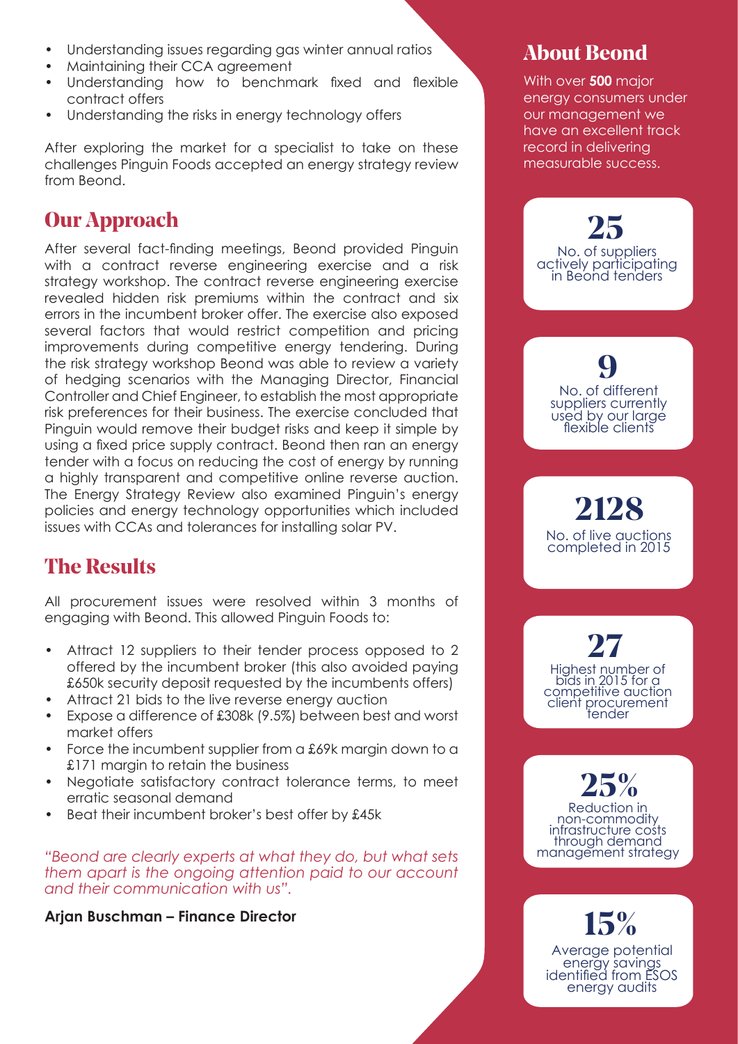- Understanding issues regarding gas winter annual ratios
- Maintaining their CCA agreement
- Understanding how to benchmark fixed and flexible contract offers
- Understanding the risks in energy technology offers

After exploring the market for a specialist to take on these challenges Pinguin Foods accepted an energy strategy review from Beond.

## Our Approach

After several fact-finding meetings, Beond provided Pinguin with a contract reverse engineering exercise and a risk strategy workshop. The contract reverse engineering exercise revealed hidden risk premiums within the contract and six errors in the incumbent broker offer. The exercise also exposed several factors that would restrict competition and pricing improvements during competitive energy tendering. During the risk strategy workshop Beond was able to review a variety of hedging scenarios with the Managing Director, Financial Controller and Chief Engineer, to establish the most appropriate risk preferences for their business. The exercise concluded that Pinguin would remove their budget risks and keep it simple by using a fixed price supply contract. Beond then ran an energy tender with a focus on reducing the cost of energy by running a highly transparent and competitive online reverse auction. The Energy Strategy Review also examined Pinguin's energy policies and energy technology opportunities which included issues with CCAs and tolerances for installing solar PV.

## The Results

All procurement issues were resolved within 3 months of engaging with Beond. This allowed Pinguin Foods to:

- Attract 12 suppliers to their tender process opposed to 2 offered by the incumbent broker (this also avoided paying £650k security deposit requested by the incumbents offers)
- Attract 21 bids to the live reverse energy auction
- Expose a difference of £308k (9.5%) between best and worst market offers
- Force the incumbent supplier from a £69k margin down to a £171 margin to retain the business
- Negotiate satisfactory contract tolerance terms, to meet erratic seasonal demand
- Beat their incumbent broker's best offer by £45k

*"Beond are clearly experts at what they do, but what sets them apart is the ongoing attention paid to our account and their communication with us".*

**Arjan Buschman – Finance Director**

## About Beond

With over **500** major energy consumers under our management we have an excellent track record in delivering measurable success.

**25**
No. of suppliers actively participating in Beond tenders

**9**
No. of different suppliers currently used by our large flexible clients

**2128**
No. of live auctions completed in 2015

**27**
Highest number of bids in 2015 for a competitive auction client procurement tender

**25%**
Reduction in non-commodity infrastructure costs through demand management strategy

**15%**
Average potential energy savings identified from ESOS energy audits